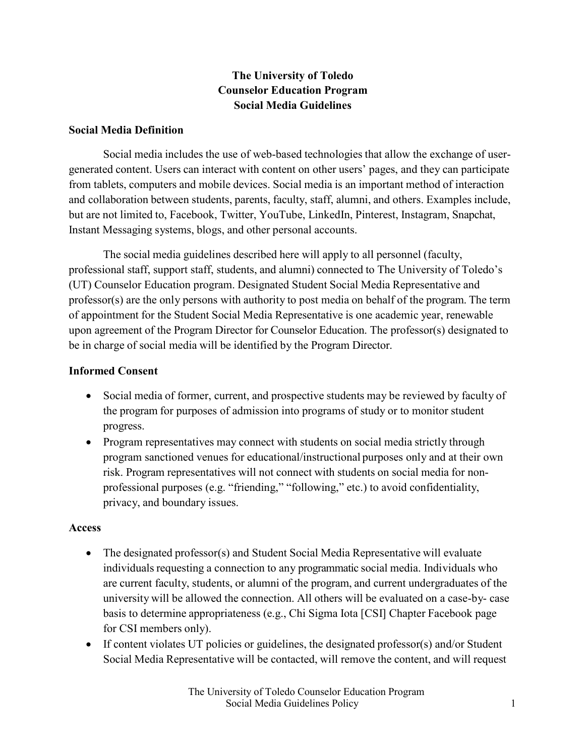# The University of Toledo
# Counselor Education Program
# Social Media Guidelines

## Social Media Definition

Social media includes the use of web-based technologies that allow the exchange of user-generated content. Users can interact with content on other users' pages, and they can participate from tablets, computers and mobile devices. Social media is an important method of interaction and collaboration between students, parents, faculty, staff, alumni, and others. Examples include, but are not limited to, Facebook, Twitter, YouTube, LinkedIn, Pinterest, Instagram, Snapchat, Instant Messaging systems, blogs, and other personal accounts.

The social media guidelines described here will apply to all personnel (faculty, professional staff, support staff, students, and alumni) connected to The University of Toledo's (UT) Counselor Education program. Designated Student Social Media Representative and professor(s) are the only persons with authority to post media on behalf of the program. The term of appointment for the Student Social Media Representative is one academic year, renewable upon agreement of the Program Director for Counselor Education. The professor(s) designated to be in charge of social media will be identified by the Program Director.

## Informed Consent

- Social media of former, current, and prospective students may be reviewed by faculty of the program for purposes of admission into programs of study or to monitor student progress.
- Program representatives may connect with students on social media strictly through program sanctioned venues for educational/instructional purposes only and at their own risk. Program representatives will not connect with students on social media for non-professional purposes (e.g. "friending," "following," etc.) to avoid confidentiality, privacy, and boundary issues.

## Access

- The designated professor(s) and Student Social Media Representative will evaluate individuals requesting a connection to any programmatic social media. Individuals who are current faculty, students, or alumni of the program, and current undergraduates of the university will be allowed the connection. All others will be evaluated on a case-by- case basis to determine appropriateness (e.g., Chi Sigma Iota [CSI] Chapter Facebook page for CSI members only).
- If content violates UT policies or guidelines, the designated professor(s) and/or Student Social Media Representative will be contacted, will remove the content, and will request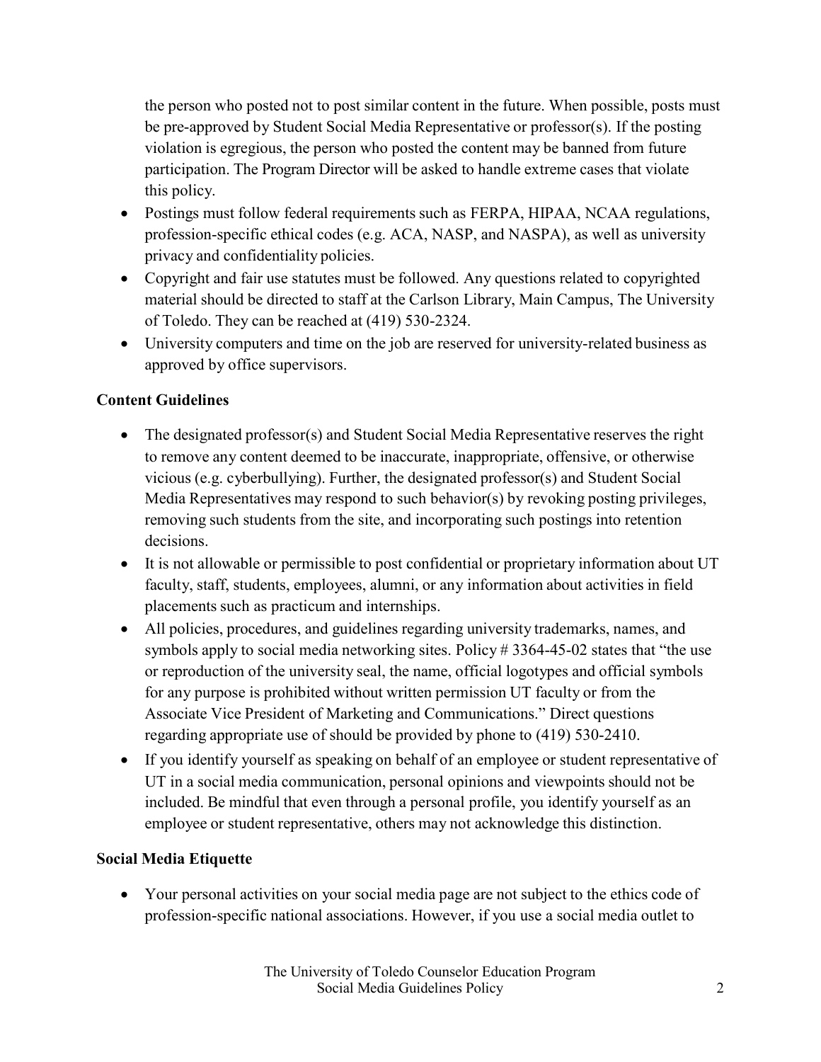the person who posted not to post similar content in the future. When possible, posts must be pre-approved by Student Social Media Representative or professor(s). If the posting violation is egregious, the person who posted the content may be banned from future participation. The Program Director will be asked to handle extreme cases that violate this policy.

- Postings must follow federal requirements such as FERPA, HIPAA, NCAA regulations, profession-specific ethical codes (e.g. ACA, NASP, and NASPA), as well as university privacy and confidentiality policies.
- Copyright and fair use statutes must be followed. Any questions related to copyrighted material should be directed to staff at the Carlson Library, Main Campus, The University of Toledo. They can be reached at (419) 530-2324.
- University computers and time on the job are reserved for university-related business as approved by office supervisors.

**Content Guidelines**

- The designated professor(s) and Student Social Media Representative reserves the right to remove any content deemed to be inaccurate, inappropriate, offensive, or otherwise vicious (e.g. cyberbullying). Further, the designated professor(s) and Student Social Media Representatives may respond to such behavior(s) by revoking posting privileges, removing such students from the site, and incorporating such postings into retention decisions.
- It is not allowable or permissible to post confidential or proprietary information about UT faculty, staff, students, employees, alumni, or any information about activities in field placements such as practicum and internships.
- All policies, procedures, and guidelines regarding university trademarks, names, and symbols apply to social media networking sites. Policy # 3364-45-02 states that "the use or reproduction of the university seal, the name, official logotypes and official symbols for any purpose is prohibited without written permission UT faculty or from the Associate Vice President of Marketing and Communications." Direct questions regarding appropriate use of should be provided by phone to (419) 530-2410.
- If you identify yourself as speaking on behalf of an employee or student representative of UT in a social media communication, personal opinions and viewpoints should not be included. Be mindful that even through a personal profile, you identify yourself as an employee or student representative, others may not acknowledge this distinction.

**Social Media Etiquette**

- Your personal activities on your social media page are not subject to the ethics code of profession-specific national associations. However, if you use a social media outlet to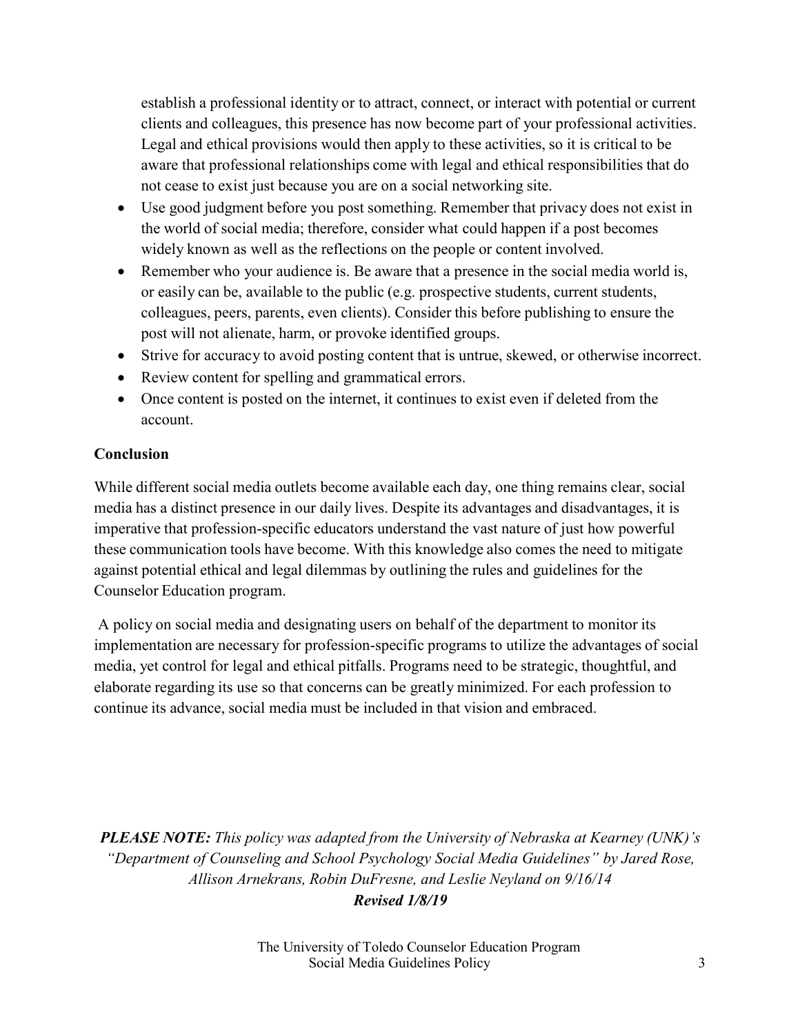establish a professional identity or to attract, connect, or interact with potential or current clients and colleagues, this presence has now become part of your professional activities. Legal and ethical provisions would then apply to these activities, so it is critical to be aware that professional relationships come with legal and ethical responsibilities that do not cease to exist just because you are on a social networking site.

- Use good judgment before you post something. Remember that privacy does not exist in the world of social media; therefore, consider what could happen if a post becomes widely known as well as the reflections on the people or content involved.
- Remember who your audience is. Be aware that a presence in the social media world is, or easily can be, available to the public (e.g. prospective students, current students, colleagues, peers, parents, even clients). Consider this before publishing to ensure the post will not alienate, harm, or provoke identified groups.
- Strive for accuracy to avoid posting content that is untrue, skewed, or otherwise incorrect.
- Review content for spelling and grammatical errors.
- Once content is posted on the internet, it continues to exist even if deleted from the account.

**Conclusion**

While different social media outlets become available each day, one thing remains clear, social media has a distinct presence in our daily lives. Despite its advantages and disadvantages, it is imperative that profession-specific educators understand the vast nature of just how powerful these communication tools have become. With this knowledge also comes the need to mitigate against potential ethical and legal dilemmas by outlining the rules and guidelines for the Counselor Education program.

A policy on social media and designating users on behalf of the department to monitor its implementation are necessary for profession-specific programs to utilize the advantages of social media, yet control for legal and ethical pitfalls. Programs need to be strategic, thoughtful, and elaborate regarding its use so that concerns can be greatly minimized. For each profession to continue its advance, social media must be included in that vision and embraced.

***PLEASE NOTE:*** *This policy was adapted from the University of Nebraska at Kearney (UNK)'s "Department of Counseling and School Psychology Social Media Guidelines" by Jared Rose, Allison Arnekrans, Robin DuFresne, and Leslie Neyland on 9/16/14*

***Revised 1/8/19***